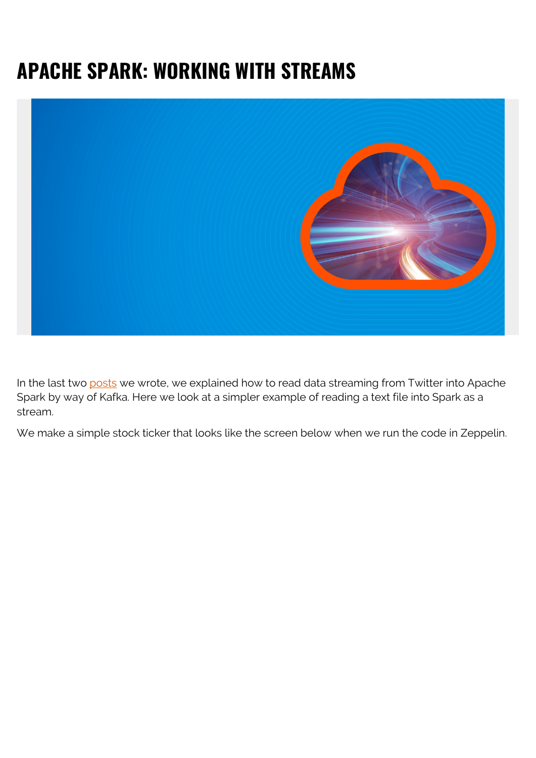# APACHE SPARK: WORKING WITH STREAMS

In the last two posts we wrote, we explained how to read data streaming from Twitter into Apache Spark by way of Kafka. Here we look at a simpler example of reading a text file into Spark as a stream.

We make a simple stock ticker that looks like the screen below when we run the code in Zeppelin.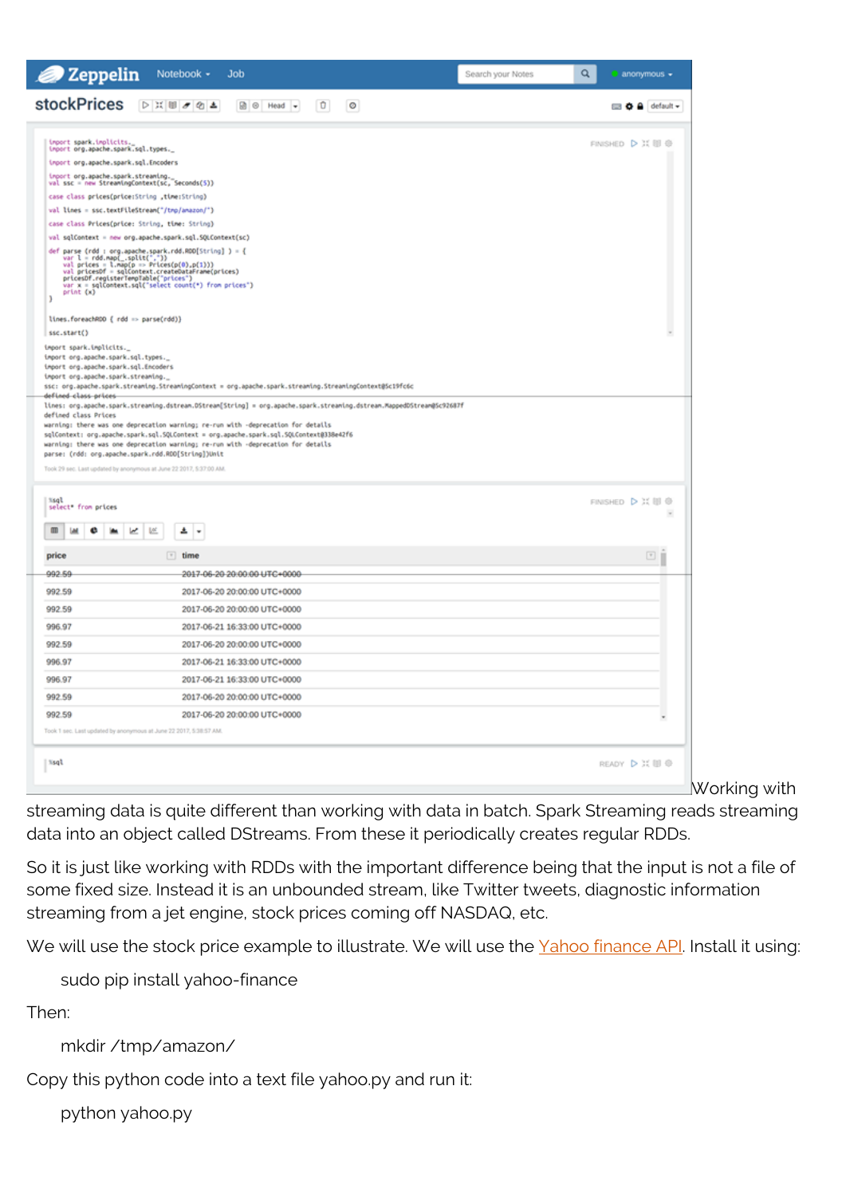Working with streaming data is quite different than working with data in batch. Spark Streaming reads streaming data into an object called DStreams. From these it periodically creates regular RDDs.

So it is just like working with RDDs with the important difference being that the input is not a file of some fixed size. Instead it is an unbounded stream, like Twitter tweets, diagnostic information streaming from a jet engine, stock prices coming off NASDAQ, etc.

We will use the stock price example to illustrate. We will use the Yahoo finance API. Install it using:

```
sudo pip install yahoo-finance
```

Then:

```
mkdir /tmp/amazon/
```

Copy this python code into a text file yahoo.py and run it:

```
python yahoo.py
```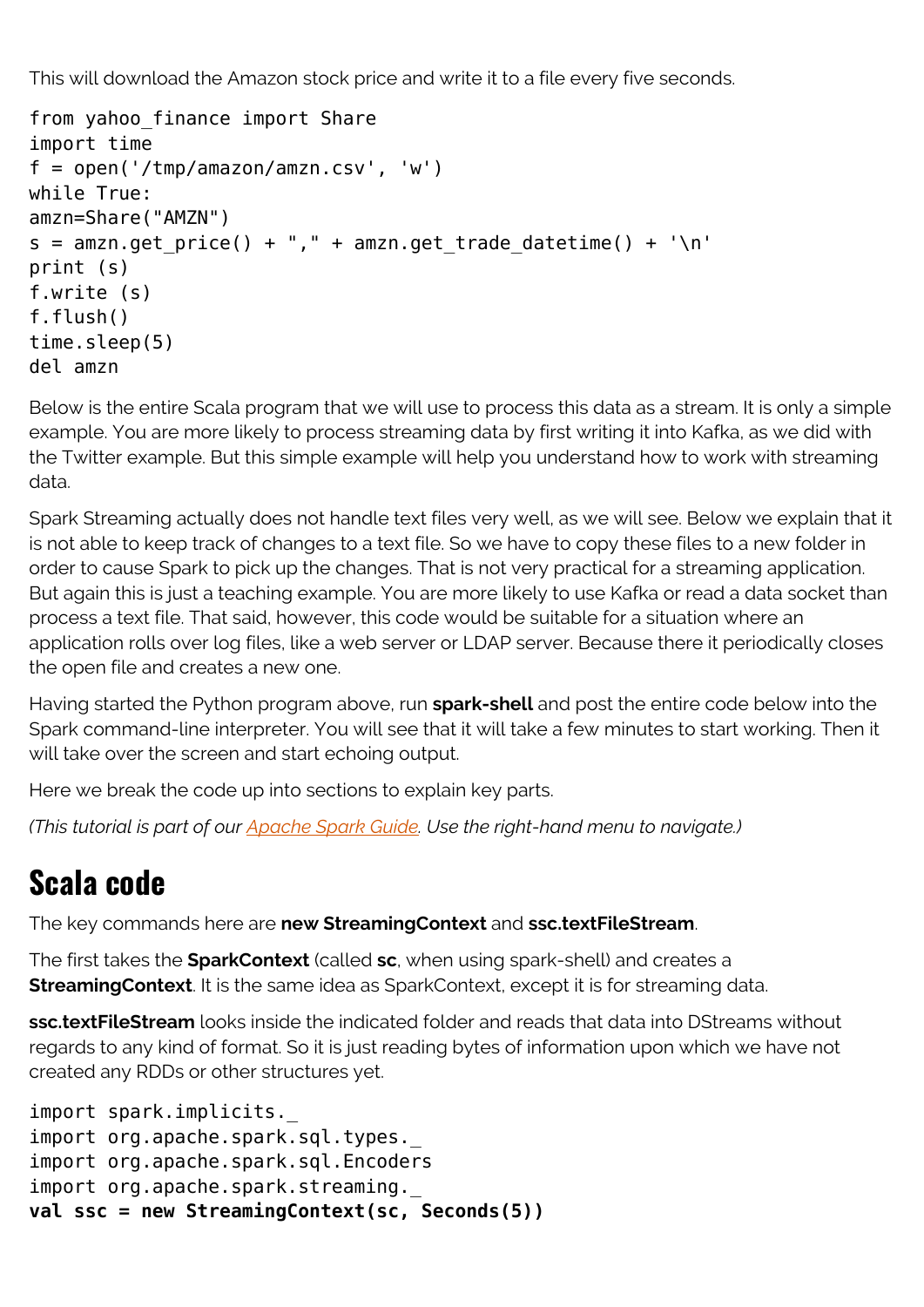This will download the Amazon stock price and write it to a file every five seconds.

```
from yahoo_finance import Share
import time
f = open('/tmp/amazon/amzn.csv', 'w')
while True:
amzn=Share("AMZN")
s = amzn.get_price() + "," + amzn.get_trade_datetime() + '\n'
print (s)
f.write (s)
f.flush()
time.sleep(5)
del amzn
```

Below is the entire Scala program that we will use to process this data as a stream. It is only a simple example. You are more likely to process streaming data by first writing it into Kafka, as we did with the Twitter example. But this simple example will help you understand how to work with streaming data.

Spark Streaming actually does not handle text files very well, as we will see. Below we explain that it is not able to keep track of changes to a text file. So we have to copy these files to a new folder in order to cause Spark to pick up the changes. That is not very practical for a streaming application. But again this is just a teaching example. You are more likely to use Kafka or read a data socket than process a text file. That said, however, this code would be suitable for a situation where an application rolls over log files, like a web server or LDAP server. Because there it periodically closes the open file and creates a new one.

Having started the Python program above, run **spark-shell** and post the entire code below into the Spark command-line interpreter. You will see that it will take a few minutes to start working. Then it will take over the screen and start echoing output.

Here we break the code up into sections to explain key parts.

*(This tutorial is part of our Apache Spark Guide. Use the right-hand menu to navigate.)*

## Scala code

The key commands here are **new StreamingContext** and **ssc.textFileStream**.

The first takes the **SparkContext** (called **sc**, when using spark-shell) and creates a **StreamingContext**. It is the same idea as SparkContext, except it is for streaming data.

**ssc.textFileStream** looks inside the indicated folder and reads that data into DStreams without regards to any kind of format. So it is just reading bytes of information upon which we have not created any RDDs or other structures yet.

```
import spark.implicits._
import org.apache.spark.sql.types._
import org.apache.spark.sql.Encoders
import org.apache.spark.streaming._
val ssc = new StreamingContext(sc, Seconds(5))
```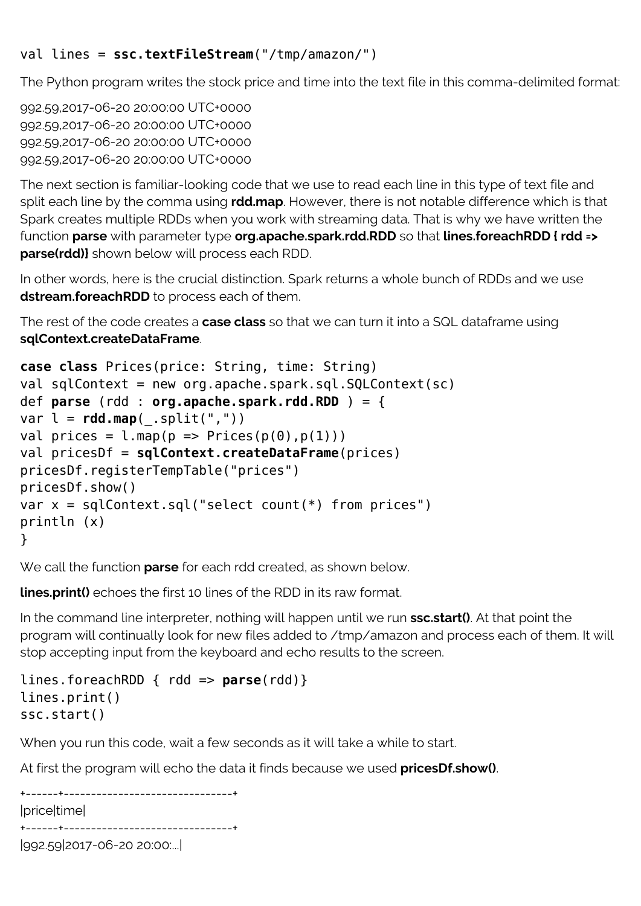```
val lines = ssc.textFileStream("/tmp/amazon/")
```

The Python program writes the stock price and time into the text file in this comma-delimited format:

992.59,2017-06-20 20:00:00 UTC+0000
992.59,2017-06-20 20:00:00 UTC+0000
992.59,2017-06-20 20:00:00 UTC+0000
992.59,2017-06-20 20:00:00 UTC+0000

The next section is familiar-looking code that we use to read each line in this type of text file and split each line by the comma using **rdd.map**. However, there is not notable difference which is that Spark creates multiple RDDs when you work with streaming data. That is why we have written the function **parse** with parameter type **org.apache.spark.rdd.RDD** so that **lines.foreachRDD { rdd => parse(rdd)}** shown below will process each RDD.

In other words, here is the crucial distinction. Spark returns a whole bunch of RDDs and we use **dstream.foreachRDD** to process each of them.

The rest of the code creates a **case class** so that we can turn it into a SQL dataframe using **sqlContext.createDataFrame**.

```
case class Prices(price: String, time: String)
val sqlContext = new org.apache.spark.sql.SQLContext(sc)
def parse (rdd : org.apache.spark.rdd.RDD ) = {
var l = rdd.map(_.split(","))
val prices = l.map(p => Prices(p(0),p(1)))
val pricesDf = sqlContext.createDataFrame(prices)
pricesDf.registerTempTable("prices")
pricesDf.show()
var x = sqlContext.sql("select count(*) from prices")
println (x)
}
```

We call the function **parse** for each rdd created, as shown below.

**lines.print()** echoes the first 10 lines of the RDD in its raw format.

In the command line interpreter, nothing will happen until we run **ssc.start()**. At that point the program will continually look for new files added to /tmp/amazon and process each of them. It will stop accepting input from the keyboard and echo results to the screen.

```
lines.foreachRDD { rdd => parse(rdd)}
lines.print()
ssc.start()
```

When you run this code, wait a few seconds as it will take a while to start.

At first the program will echo the data it finds because we used **pricesDf.show()**.

```
+------+--------------------------------+
|price|time|
+------+--------------------------------+
|992.59|2017-06-20 20:00:...|
```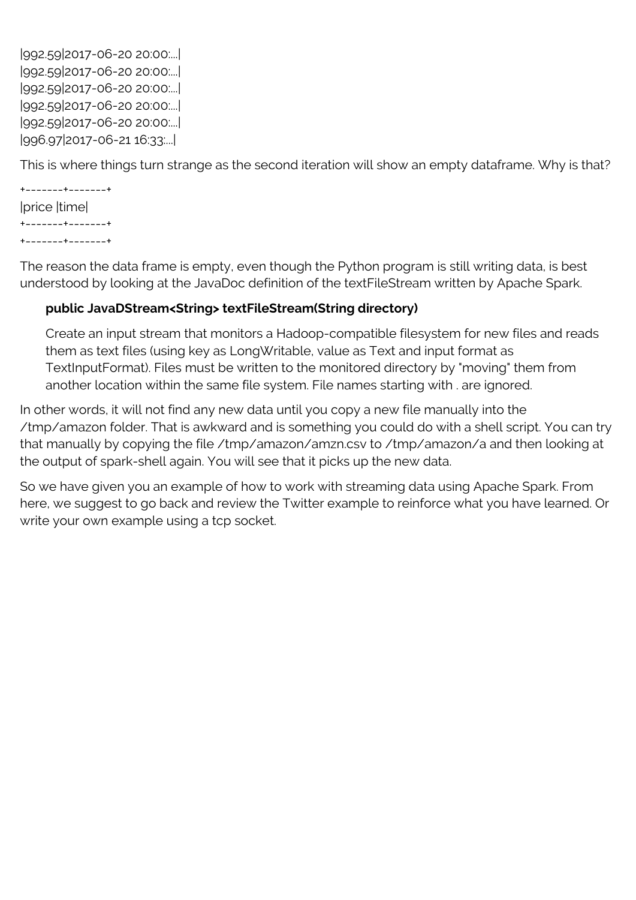```
|992.59|2017-06-20 20:00:...|
|992.59|2017-06-20 20:00:...|
|992.59|2017-06-20 20:00:...|
|992.59|2017-06-20 20:00:...|
|992.59|2017-06-20 20:00:...|
|996.97|2017-06-21 16:33:...|
```

This is where things turn strange as the second iteration will show an empty dataframe. Why is that?

```
+-------+-------+
|price |time|
+-------+-------+
+-------+-------+
```

The reason the data frame is empty, even though the Python program is still writing data, is best understood by looking at the JavaDoc definition of the textFileStream written by Apache Spark.

> **public JavaDStream<String> textFileStream(String directory)**
>
> Create an input stream that monitors a Hadoop-compatible filesystem for new files and reads them as text files (using key as LongWritable, value as Text and input format as TextInputFormat). Files must be written to the monitored directory by "moving" them from another location within the same file system. File names starting with . are ignored.

In other words, it will not find any new data until you copy a new file manually into the /tmp/amazon folder. That is awkward and is something you could do with a shell script. You can try that manually by copying the file /tmp/amazon/amzn.csv to /tmp/amazon/a and then looking at the output of spark-shell again. You will see that it picks up the new data.

So we have given you an example of how to work with streaming data using Apache Spark. From here, we suggest to go back and review the Twitter example to reinforce what you have learned. Or write your own example using a tcp socket.